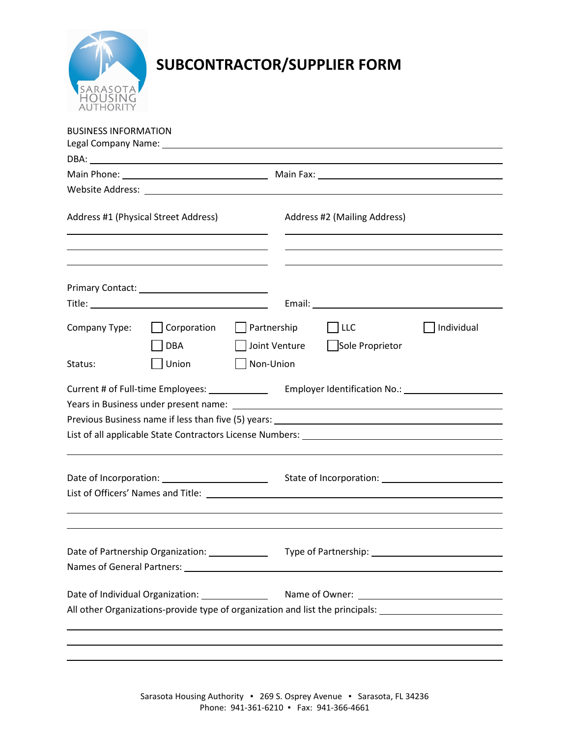# SUBCONTRACTOR/SUPPLIER FORM

BUSINESS INFORMATION

Legal Company Name: ______________________________

DBA: ______________________________

Main Phone: ______________________ Main Fax: ______________________

Website Address: ______________________________

Address #1 (Physical Street Address)

______________________________

______________________________

______________________________

Address #2 (Mailing Address)

______________________________

______________________________

______________________________

Primary Contact: ______________________

Title: ______________________ Email: ______________________

Company Type: ☐ Corporation ☐ Partnership ☐ LLC ☐ Individual ☐ DBA ☐ Joint Venture ☐ Sole Proprietor

Status: ☐ Union ☐ Non-Union

Current # of Full-time Employees: __________ Employer Identification No.: __________

Years in Business under present name: ______________________________

Previous Business name if less than five (5) years: ______________________________

List of all applicable State Contractors License Numbers: ______________________________

______________________________

Date of Incorporation: ______________________ State of Incorporation: ______________________

List of Officers' Names and Title: ______________________________

______________________________

______________________________

Date of Partnership Organization: __________ Type of Partnership: ______________________

Names of General Partners: ______________________________

Date of Individual Organization: __________ Name of Owner: ______________________

All other Organizations-provide type of organization and list the principals: ______________________

______________________________

______________________________

______________________________

Sarasota Housing Authority ▪ 269 S. Osprey Avenue ▪ Sarasota, FL 34236
Phone: 941-361-6210 ▪ Fax: 941-366-4661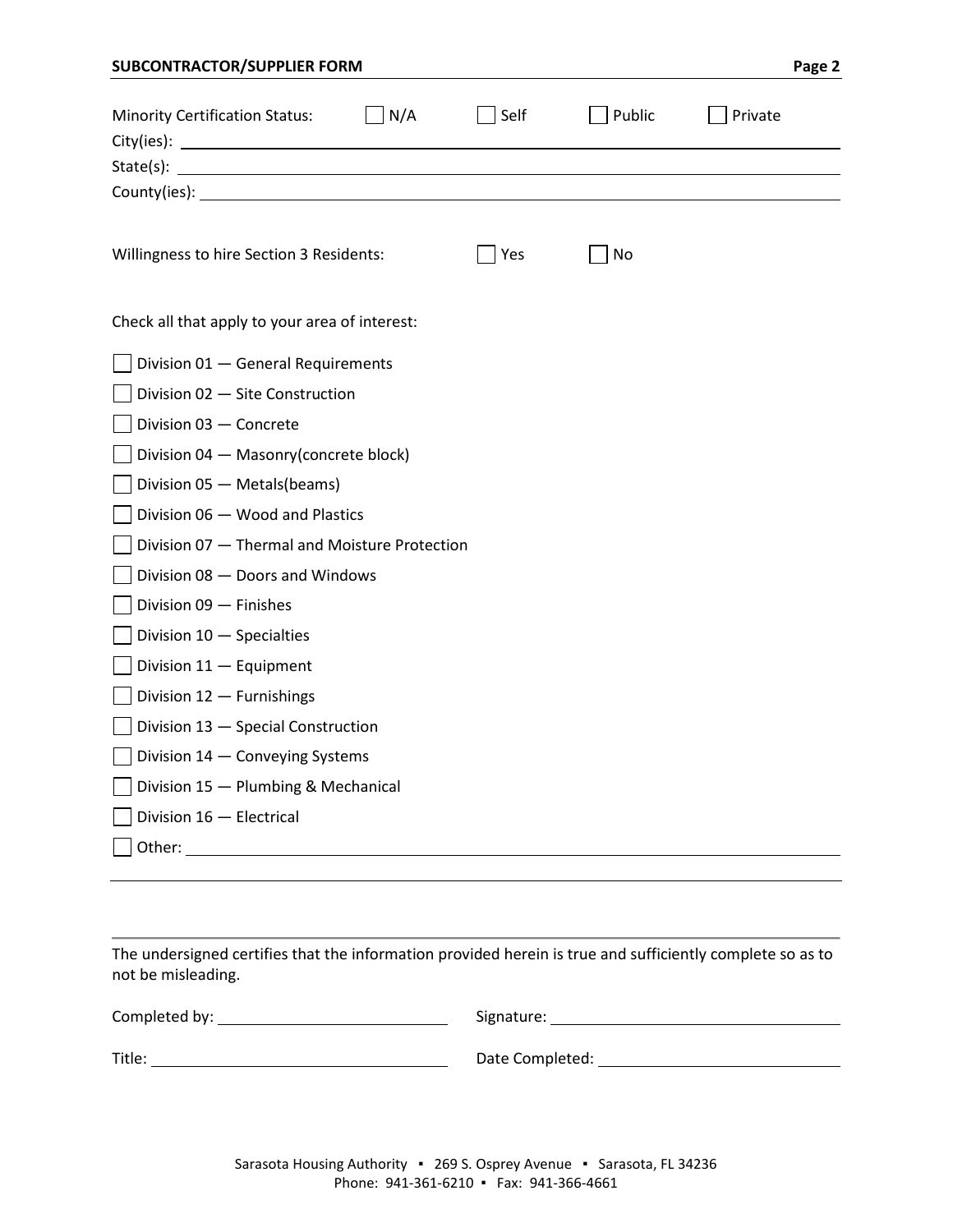Minority Certification Status: ☐ N/A ☐ Self ☐ Public ☐ Private

City(ies): ______________________________

State(s): ______________________________

County(ies): ______________________________

Willingness to hire Section 3 Residents: ☐ Yes ☐ No

Check all that apply to your area of interest:

- ☐ Division 01 — General Requirements
- ☐ Division 02 — Site Construction
- ☐ Division 03 — Concrete
- ☐ Division 04 — Masonry(concrete block)
- ☐ Division 05 — Metals(beams)
- ☐ Division 06 — Wood and Plastics
- ☐ Division 07 — Thermal and Moisture Protection
- ☐ Division 08 — Doors and Windows
- ☐ Division 09 — Finishes
- ☐ Division 10 — Specialties
- ☐ Division 11 — Equipment
- ☐ Division 12 — Furnishings
- ☐ Division 13 — Special Construction
- ☐ Division 14 — Conveying Systems
- ☐ Division 15 — Plumbing & Mechanical
- ☐ Division 16 — Electrical
- ☐ Other: ______________________________

---

The undersigned certifies that the information provided herein is true and sufficiently complete so as to not be misleading.

Completed by: ______________________________ Signature: ______________________________

Title: ______________________________ Date Completed: ______________________________

Sarasota Housing Authority ▪ 269 S. Osprey Avenue ▪ Sarasota, FL 34236
Phone: 941-361-6210 ▪ Fax: 941-366-4661